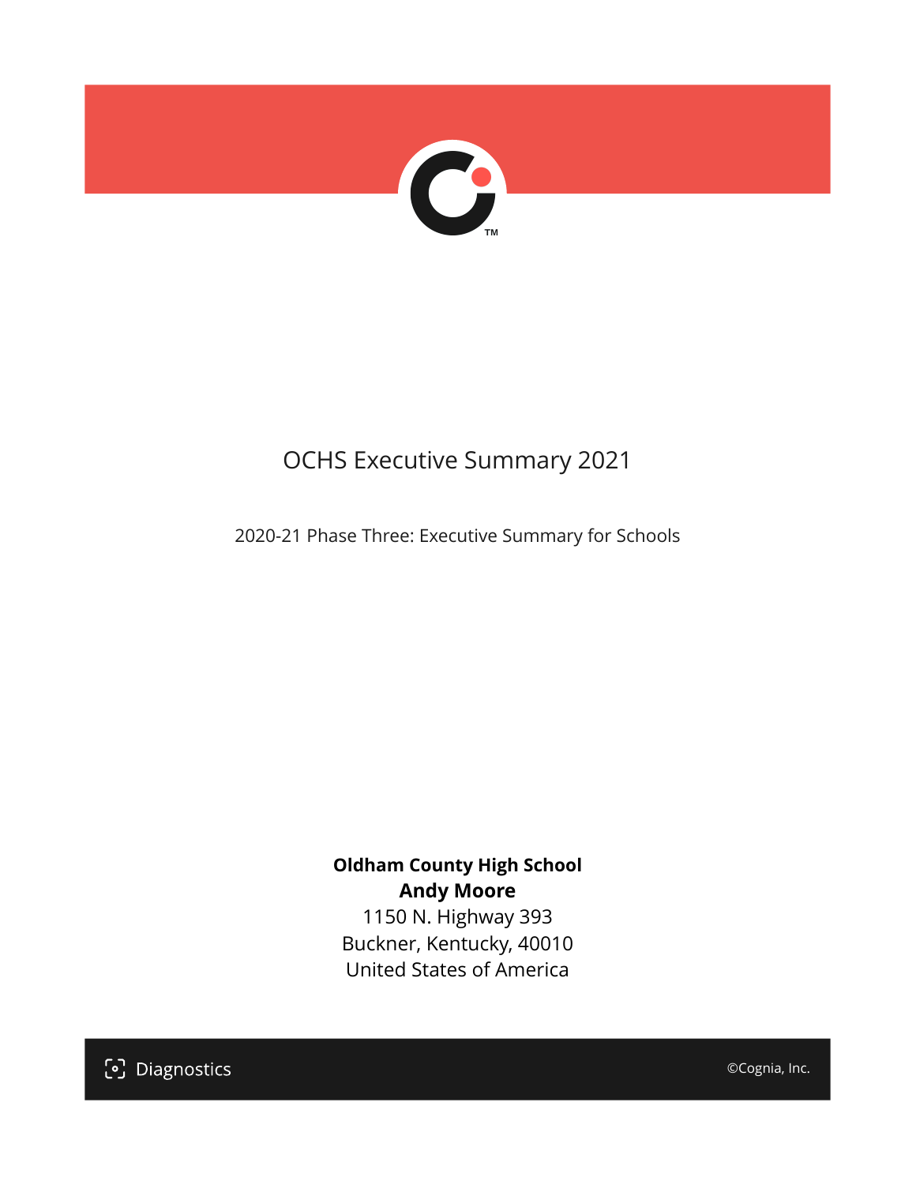# OCHS Executive Summary 2021

2020-21 Phase Three: Executive Summary for Schools

**Oldham County High School**
**Andy Moore**
1150 N. Highway 393
Buckner, Kentucky, 40010
United States of America

Diagnostics

©Cognia, Inc.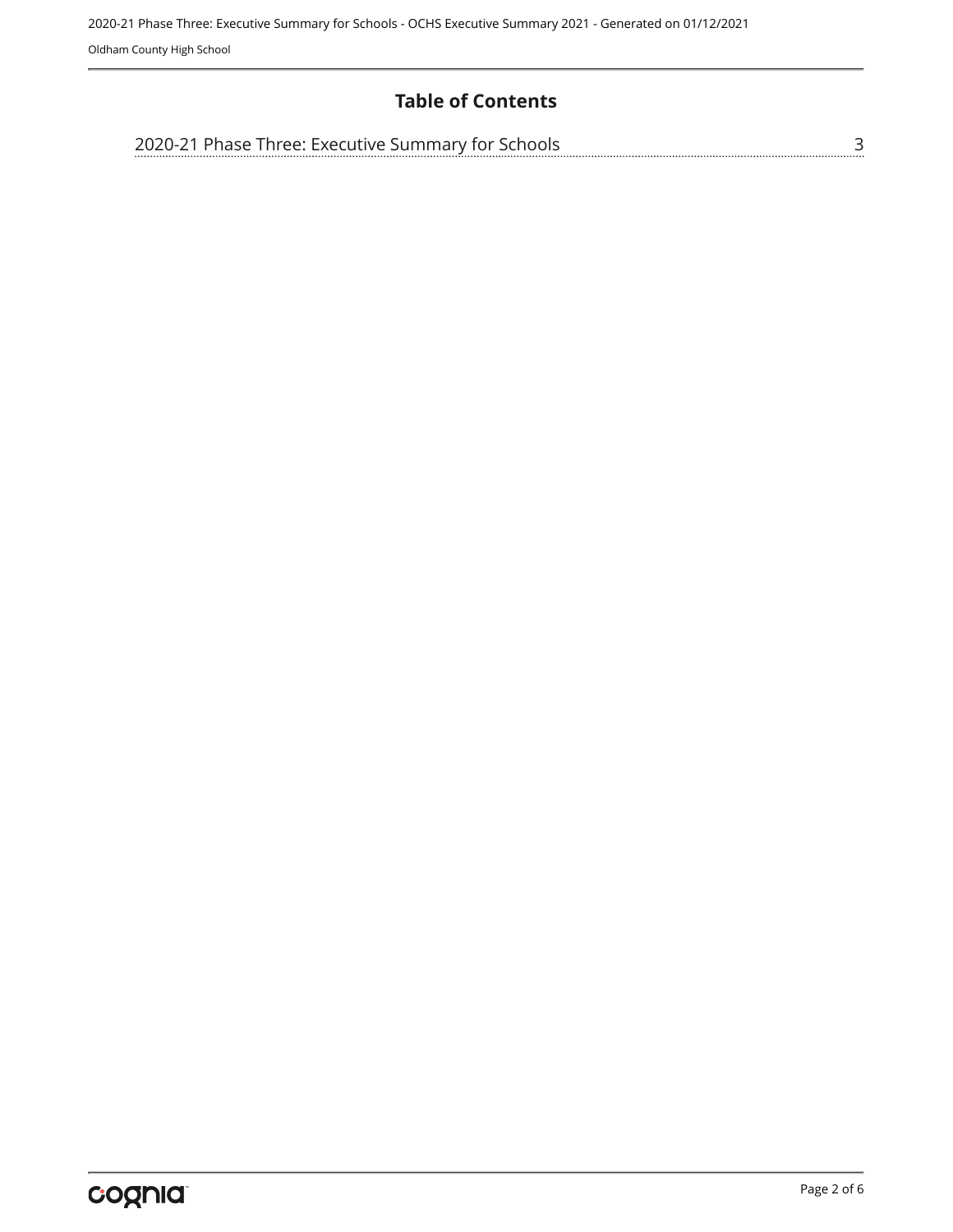# Table of Contents

2020-21 Phase Three: Executive Summary for Schools ........ 3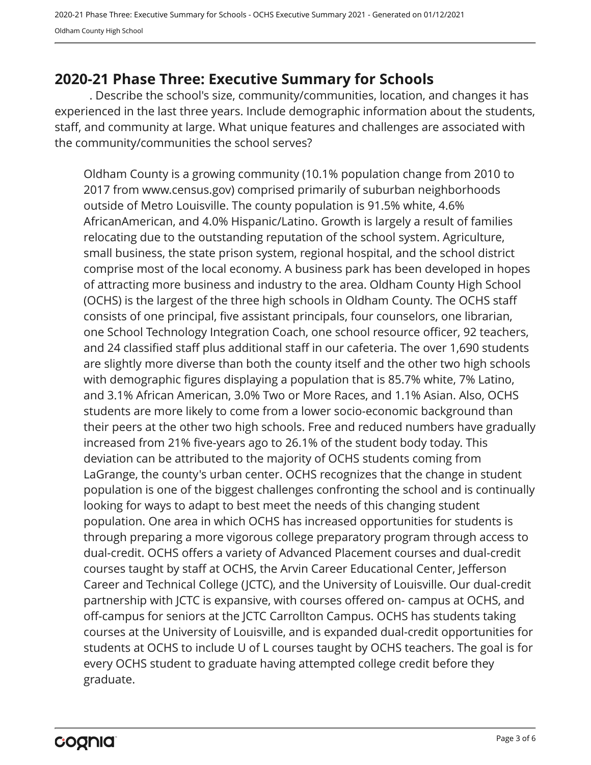## 2020-21 Phase Three: Executive Summary for Schools

. Describe the school's size, community/communities, location, and changes it has experienced in the last three years. Include demographic information about the students, staff, and community at large. What unique features and challenges are associated with the community/communities the school serves?

Oldham County is a growing community (10.1% population change from 2010 to 2017 from www.census.gov) comprised primarily of suburban neighborhoods outside of Metro Louisville. The county population is 91.5% white, 4.6% AfricanAmerican, and 4.0% Hispanic/Latino. Growth is largely a result of families relocating due to the outstanding reputation of the school system. Agriculture, small business, the state prison system, regional hospital, and the school district comprise most of the local economy. A business park has been developed in hopes of attracting more business and industry to the area. Oldham County High School (OCHS) is the largest of the three high schools in Oldham County. The OCHS staff consists of one principal, five assistant principals, four counselors, one librarian, one School Technology Integration Coach, one school resource officer, 92 teachers, and 24 classified staff plus additional staff in our cafeteria. The over 1,690 students are slightly more diverse than both the county itself and the other two high schools with demographic figures displaying a population that is 85.7% white, 7% Latino, and 3.1% African American, 3.0% Two or More Races, and 1.1% Asian. Also, OCHS students are more likely to come from a lower socio-economic background than their peers at the other two high schools. Free and reduced numbers have gradually increased from 21% five-years ago to 26.1% of the student body today. This deviation can be attributed to the majority of OCHS students coming from LaGrange, the county's urban center. OCHS recognizes that the change in student population is one of the biggest challenges confronting the school and is continually looking for ways to adapt to best meet the needs of this changing student population. One area in which OCHS has increased opportunities for students is through preparing a more vigorous college preparatory program through access to dual-credit. OCHS offers a variety of Advanced Placement courses and dual-credit courses taught by staff at OCHS, the Arvin Career Educational Center, Jefferson Career and Technical College (JCTC), and the University of Louisville. Our dual-credit partnership with JCTC is expansive, with courses offered on- campus at OCHS, and off-campus for seniors at the JCTC Carrollton Campus. OCHS has students taking courses at the University of Louisville, and is expanded dual-credit opportunities for students at OCHS to include U of L courses taught by OCHS teachers. The goal is for every OCHS student to graduate having attempted college credit before they graduate.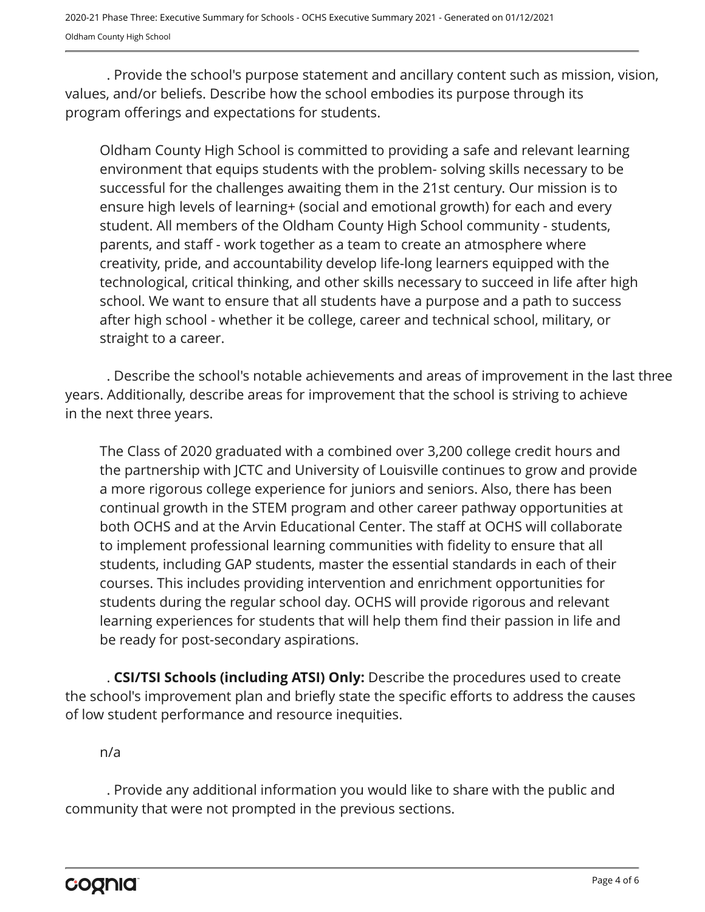. Provide the school's purpose statement and ancillary content such as mission, vision, values, and/or beliefs. Describe how the school embodies its purpose through its program offerings and expectations for students.

Oldham County High School is committed to providing a safe and relevant learning environment that equips students with the problem- solving skills necessary to be successful for the challenges awaiting them in the 21st century. Our mission is to ensure high levels of learning+ (social and emotional growth) for each and every student. All members of the Oldham County High School community - students, parents, and staff - work together as a team to create an atmosphere where creativity, pride, and accountability develop life-long learners equipped with the technological, critical thinking, and other skills necessary to succeed in life after high school. We want to ensure that all students have a purpose and a path to success after high school - whether it be college, career and technical school, military, or straight to a career.

. Describe the school's notable achievements and areas of improvement in the last three years. Additionally, describe areas for improvement that the school is striving to achieve in the next three years.

The Class of 2020 graduated with a combined over 3,200 college credit hours and the partnership with JCTC and University of Louisville continues to grow and provide a more rigorous college experience for juniors and seniors. Also, there has been continual growth in the STEM program and other career pathway opportunities at both OCHS and at the Arvin Educational Center. The staff at OCHS will collaborate to implement professional learning communities with fidelity to ensure that all students, including GAP students, master the essential standards in each of their courses. This includes providing intervention and enrichment opportunities for students during the regular school day. OCHS will provide rigorous and relevant learning experiences for students that will help them find their passion in life and be ready for post-secondary aspirations.

. **CSI/TSI Schools (including ATSI) Only:** Describe the procedures used to create the school's improvement plan and briefly state the specific efforts to address the causes of low student performance and resource inequities.

n/a

. Provide any additional information you would like to share with the public and community that were not prompted in the previous sections.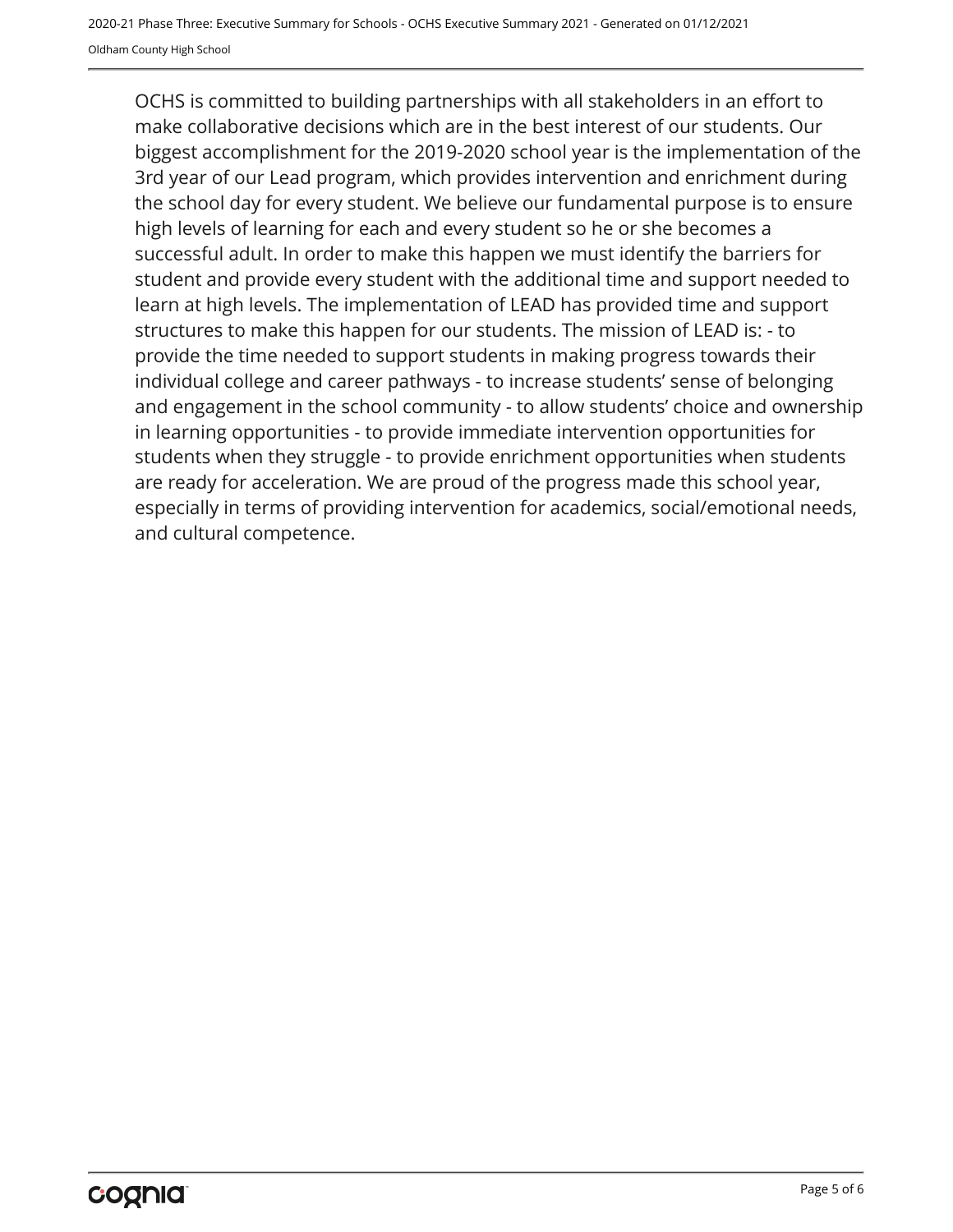OCHS is committed to building partnerships with all stakeholders in an effort to make collaborative decisions which are in the best interest of our students. Our biggest accomplishment for the 2019-2020 school year is the implementation of the 3rd year of our Lead program, which provides intervention and enrichment during the school day for every student. We believe our fundamental purpose is to ensure high levels of learning for each and every student so he or she becomes a successful adult. In order to make this happen we must identify the barriers for student and provide every student with the additional time and support needed to learn at high levels. The implementation of LEAD has provided time and support structures to make this happen for our students. The mission of LEAD is: - to provide the time needed to support students in making progress towards their individual college and career pathways - to increase students' sense of belonging and engagement in the school community - to allow students' choice and ownership in learning opportunities - to provide immediate intervention opportunities for students when they struggle - to provide enrichment opportunities when students are ready for acceleration. We are proud of the progress made this school year, especially in terms of providing intervention for academics, social/emotional needs, and cultural competence.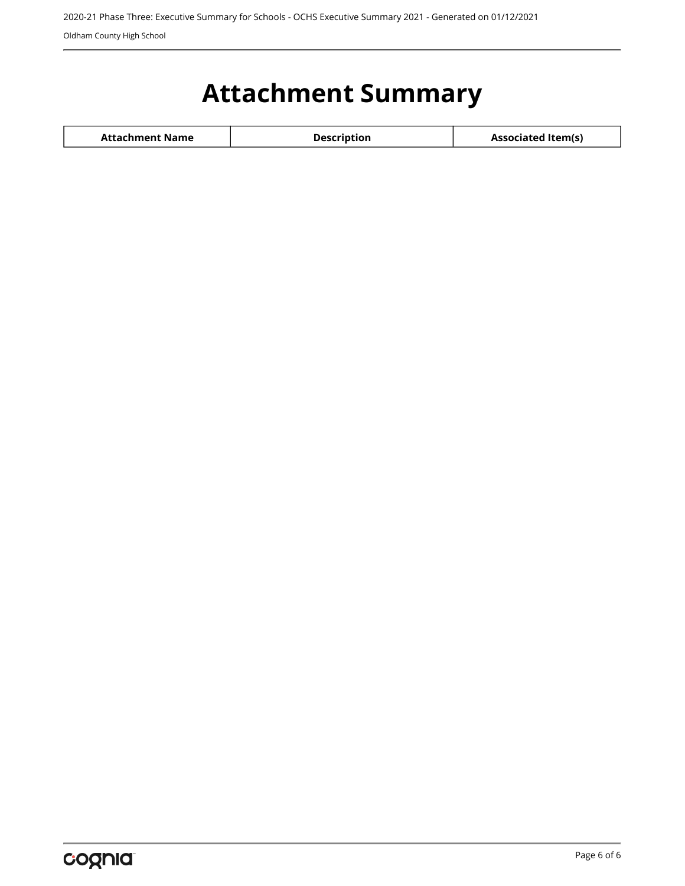# Attachment Summary

| Attachment Name | Description | Associated Item(s) |
|---|---|---|